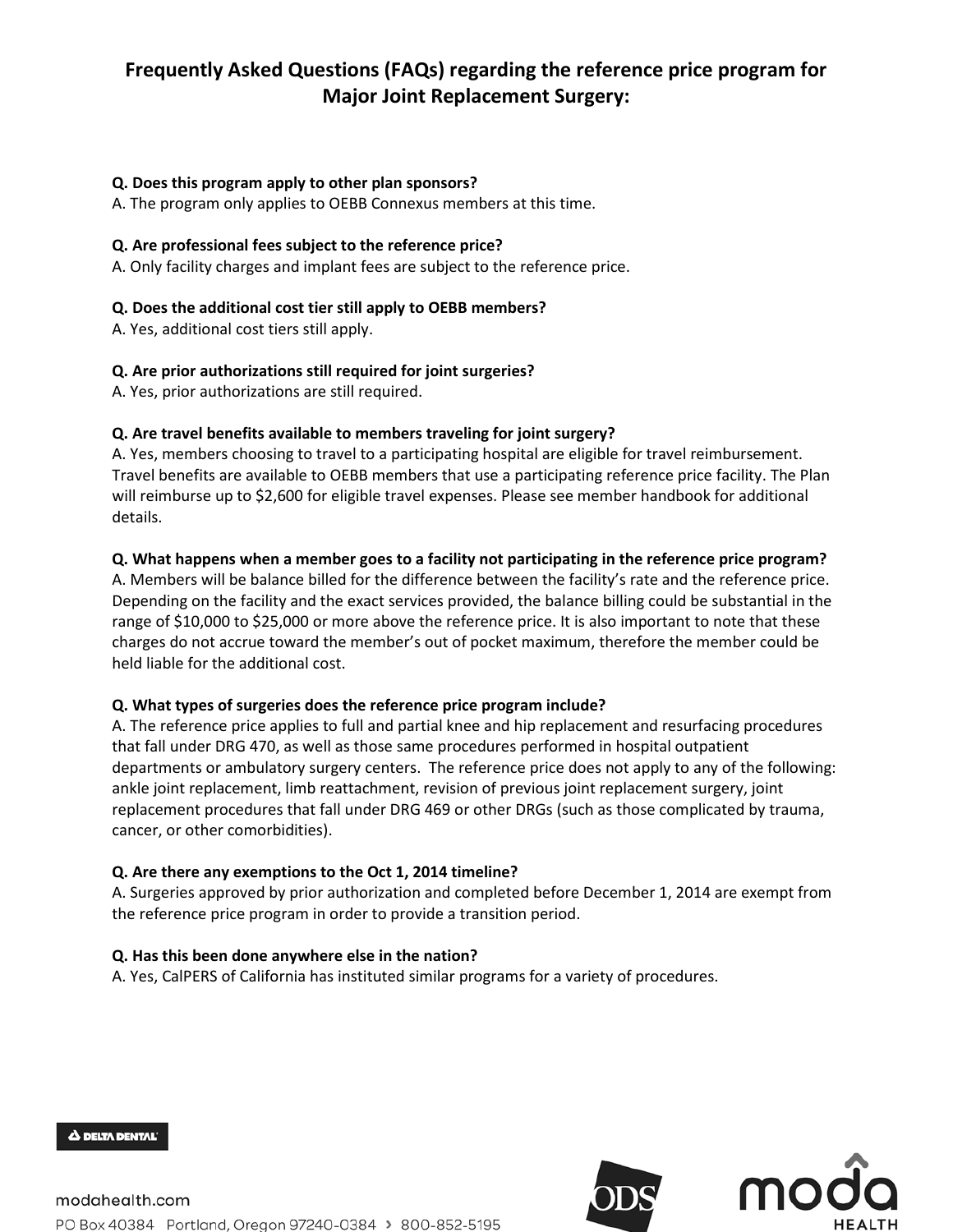# Frequently Asked Questions (FAQs) regarding the reference price program for Major Joint Replacement Surgery:

**Q. Does this program apply to other plan sponsors?**
A. The program only applies to OEBB Connexus members at this time.

**Q. Are professional fees subject to the reference price?**
A. Only facility charges and implant fees are subject to the reference price.

**Q. Does the additional cost tier still apply to OEBB members?**
A. Yes, additional cost tiers still apply.

**Q. Are prior authorizations still required for joint surgeries?**
A. Yes, prior authorizations are still required.

**Q. Are travel benefits available to members traveling for joint surgery?**
A. Yes, members choosing to travel to a participating hospital are eligible for travel reimbursement. Travel benefits are available to OEBB members that use a participating reference price facility. The Plan will reimburse up to $2,600 for eligible travel expenses. Please see member handbook for additional details.

**Q. What happens when a member goes to a facility not participating in the reference price program?**
A. Members will be balance billed for the difference between the facility's rate and the reference price. Depending on the facility and the exact services provided, the balance billing could be substantial in the range of $10,000 to $25,000 or more above the reference price. It is also important to note that these charges do not accrue toward the member's out of pocket maximum, therefore the member could be held liable for the additional cost.

**Q. What types of surgeries does the reference price program include?**
A. The reference price applies to full and partial knee and hip replacement and resurfacing procedures that fall under DRG 470, as well as those same procedures performed in hospital outpatient departments or ambulatory surgery centers. The reference price does not apply to any of the following: ankle joint replacement, limb reattachment, revision of previous joint replacement surgery, joint replacement procedures that fall under DRG 469 or other DRGs (such as those complicated by trauma, cancer, or other comorbidities).

**Q. Are there any exemptions to the Oct 1, 2014 timeline?**
A. Surgeries approved by prior authorization and completed before December 1, 2014 are exempt from the reference price program in order to provide a transition period.

**Q. Has this been done anywhere else in the nation?**
A. Yes, CalPERS of California has instituted similar programs for a variety of procedures.

modahealth.com
PO Box 40384 Portland, Oregon 97240-0384 › 800-852-5195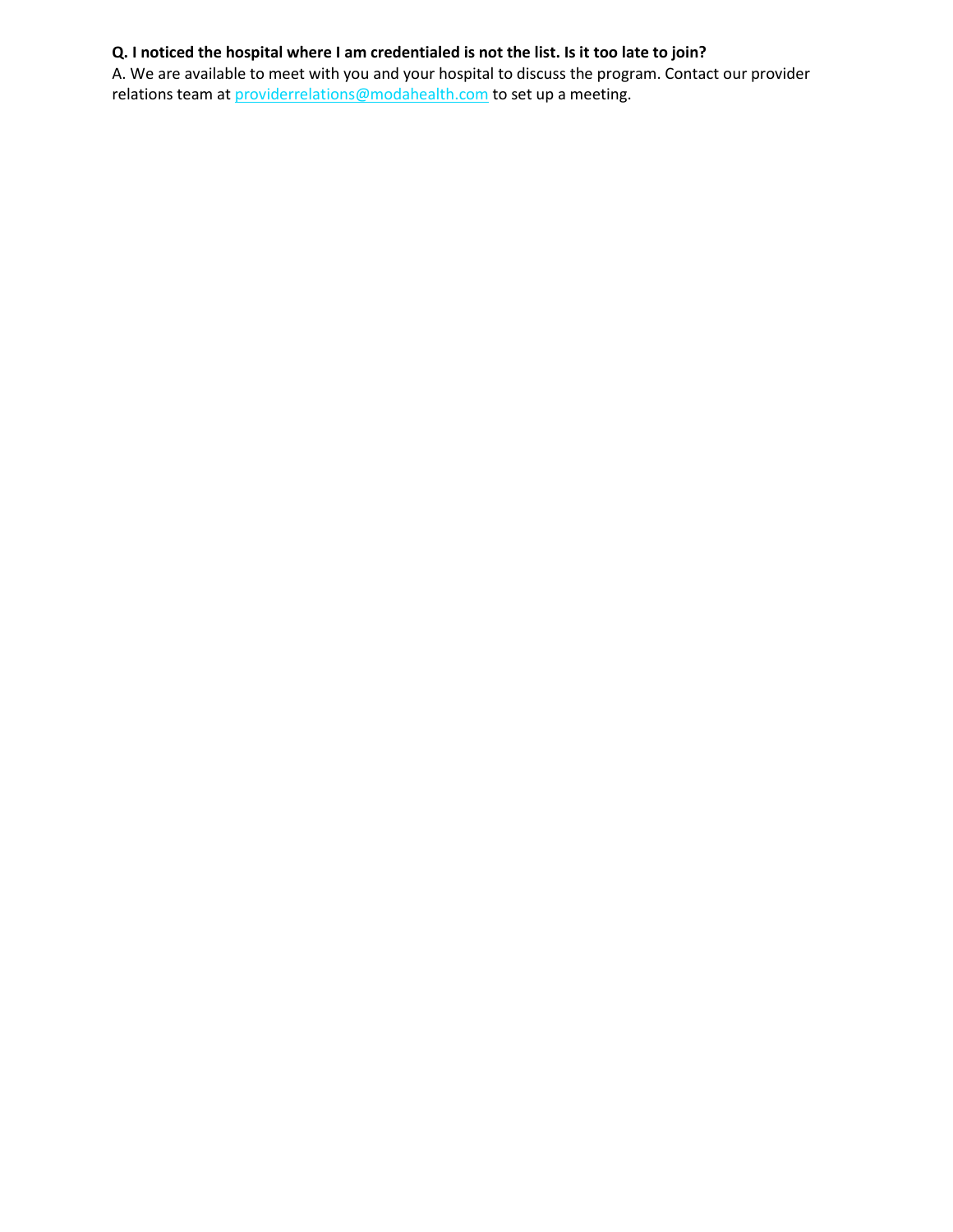**Q. I noticed the hospital where I am credentialed is not the list. Is it too late to join?**

A. We are available to meet with you and your hospital to discuss the program. Contact our provider relations team at providerrelations@modahealth.com to set up a meeting.